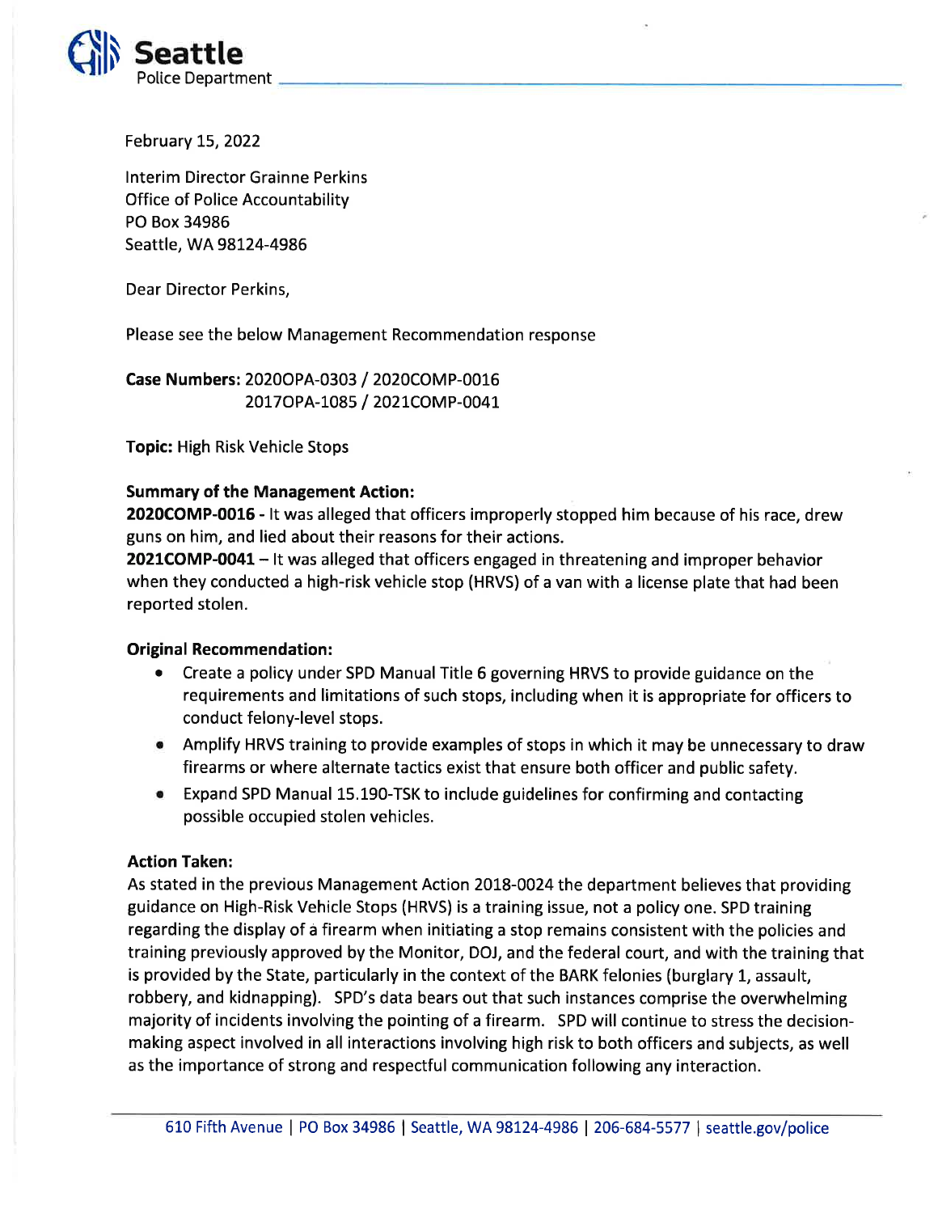**Seattle** Police Department

February 15, 2022

Interim Director Grainne Perkins
Office of Police Accountability
PO Box 34986
Seattle, WA 98124-4986

Dear Director Perkins,

Please see the below Management Recommendation response

**Case Numbers:** 2020OPA-0303 / 2020COMP-0016
2017OPA-1085 / 2021COMP-0041

**Topic:** High Risk Vehicle Stops

**Summary of the Management Action:**
**2020COMP-0016** - It was alleged that officers improperly stopped him because of his race, drew guns on him, and lied about their reasons for their actions.
**2021COMP-0041** – It was alleged that officers engaged in threatening and improper behavior when they conducted a high-risk vehicle stop (HRVS) of a van with a license plate that had been reported stolen.

**Original Recommendation:**

- Create a policy under SPD Manual Title 6 governing HRVS to provide guidance on the requirements and limitations of such stops, including when it is appropriate for officers to conduct felony-level stops.
- Amplify HRVS training to provide examples of stops in which it may be unnecessary to draw firearms or where alternate tactics exist that ensure both officer and public safety.
- Expand SPD Manual 15.190-TSK to include guidelines for confirming and contacting possible occupied stolen vehicles.

**Action Taken:**
As stated in the previous Management Action 2018-0024 the department believes that providing guidance on High-Risk Vehicle Stops (HRVS) is a training issue, not a policy one. SPD training regarding the display of a firearm when initiating a stop remains consistent with the policies and training previously approved by the Monitor, DOJ, and the federal court, and with the training that is provided by the State, particularly in the context of the BARK felonies (burglary 1, assault, robbery, and kidnapping). SPD's data bears out that such instances comprise the overwhelming majority of incidents involving the pointing of a firearm. SPD will continue to stress the decision-making aspect involved in all interactions involving high risk to both officers and subjects, as well as the importance of strong and respectful communication following any interaction.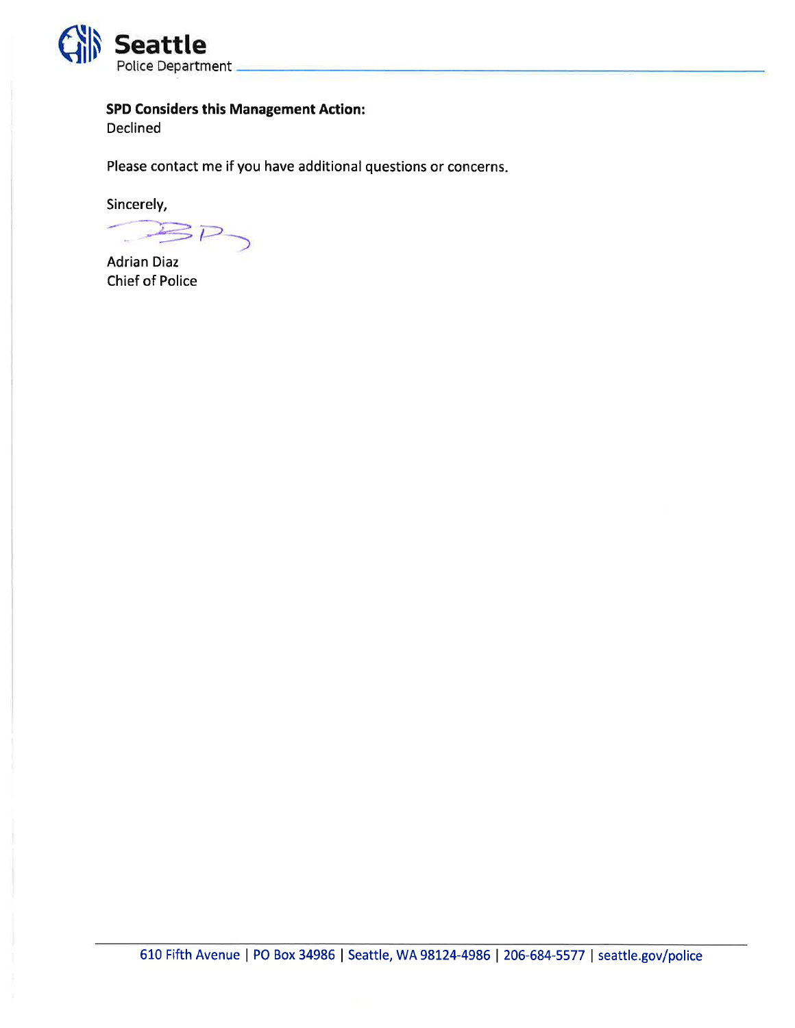**SPD Considers this Management Action:**
Declined

Please contact me if you have additional questions or concerns.

Sincerely,

Adrian Diaz
Chief of Police